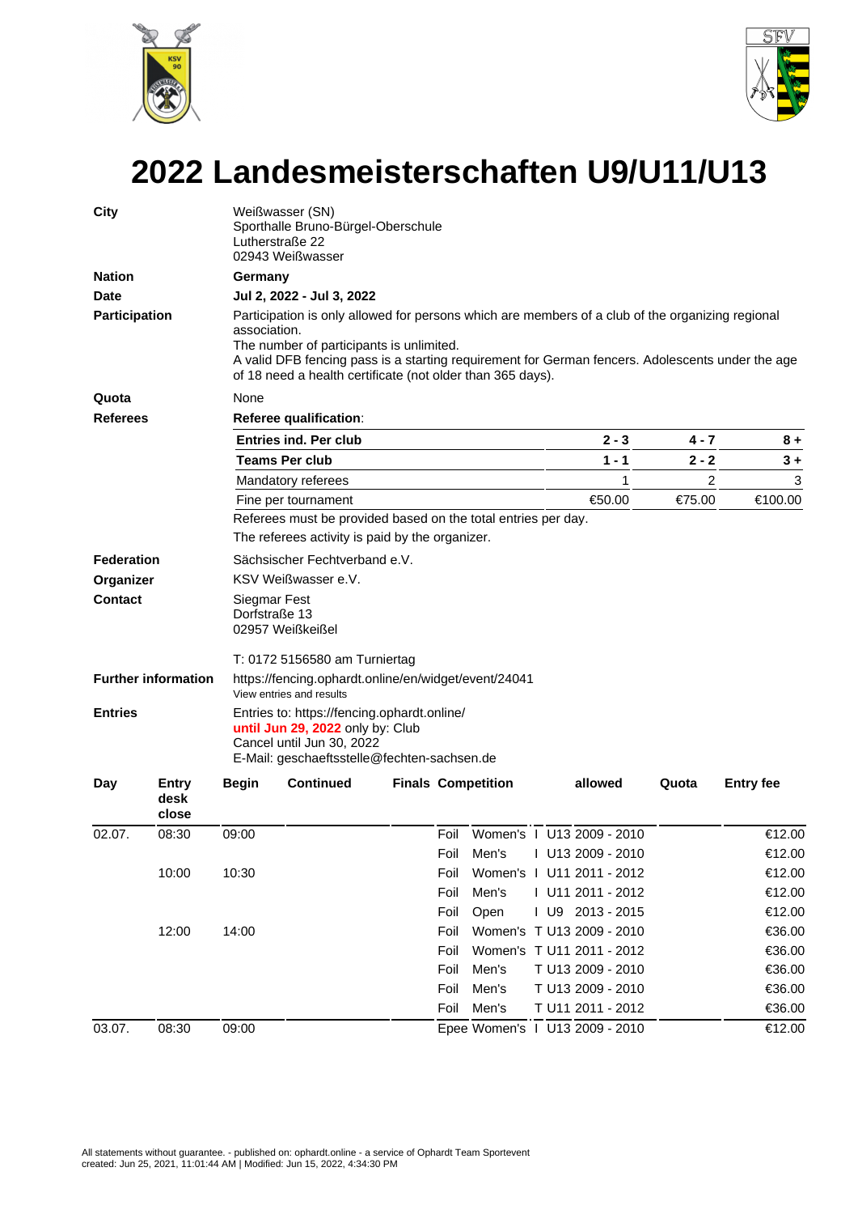# 2022 Landesmeisterschaften U9/U11/U13

**City**
Weißwasser (SN)
Sporthalle Bruno-Bürgel-Oberschule
Lutherstraße 22
02943 Weißwasser

**Nation**
**Germany**

**Date**
**Jul 2, 2022 - Jul 3, 2022**

**Participation**
Participation is only allowed for persons which are members of a club of the organizing regional association.
The number of participants is unlimited.
A valid DFB fencing pass is a starting requirement for German fencers. Adolescents under the age of 18 need a health certificate (not older than 365 days).

**Quota**
None

**Referees**
**Referee qualification**:

| **Entries ind. Per club** | **2 - 3** | **4 - 7** | **8 +** |
|---|---|---|---|
| **Teams Per club** | **1 - 1** | **2 - 2** | **3 +** |
| Mandatory referees | 1 | 2 | 3 |
| Fine per tournament | €50.00 | €75.00 | €100.00 |

Referees must be provided based on the total entries per day.
The referees activity is paid by the organizer.

**Federation**
Sächsischer Fechtverband e.V.

**Organizer**
KSV Weißwasser e.V.

**Contact**
Siegmar Fest
Dorfstraße 13
02957 Weißkeißel

T: 0172 5156580 am Turniertag

**Further information**
https://fencing.ophardt.online/en/widget/event/24041
View entries and results

**Entries**
Entries to: https://fencing.ophardt.online/
**until Jun 29, 2022** only by: Club
Cancel until Jun 30, 2022
E-Mail: geschaeftsstelle@fechten-sachsen.de

| Day | Entry desk close | Begin | Continued | Finals | Competition | | | allowed | Quota | Entry fee |
|---|---|---|---|---|---|---|---|---|---|---|
| 02.07. | 08:30 | 09:00 | | | Foil | Women's | I | U13 2009 - 2010 | | €12.00 |
| | | | | | Foil | Men's | I | U13 2009 - 2010 | | €12.00 |
| | 10:00 | 10:30 | | | Foil | Women's | I | U11 2011 - 2012 | | €12.00 |
| | | | | | Foil | Men's | I | U11 2011 - 2012 | | €12.00 |
| | | | | | Foil | Open | I | U9 2013 - 2015 | | €12.00 |
| | 12:00 | 14:00 | | | Foil | Women's | T | U13 2009 - 2010 | | €36.00 |
| | | | | | Foil | Women's | T | U11 2011 - 2012 | | €36.00 |
| | | | | | Foil | Men's | T | U13 2009 - 2010 | | €36.00 |
| | | | | | Foil | Men's | T | U13 2009 - 2010 | | €36.00 |
| | | | | | Foil | Men's | T | U11 2011 - 2012 | | €36.00 |
| 03.07. | 08:30 | 09:00 | | | Epee | Women's | I | U13 2009 - 2010 | | €12.00 |

All statements without guarantee. - published on: ophardt.online - a service of Ophardt Team Sportevent
created: Jun 25, 2021, 11:01:44 AM | Modified: Jun 15, 2022, 4:34:30 PM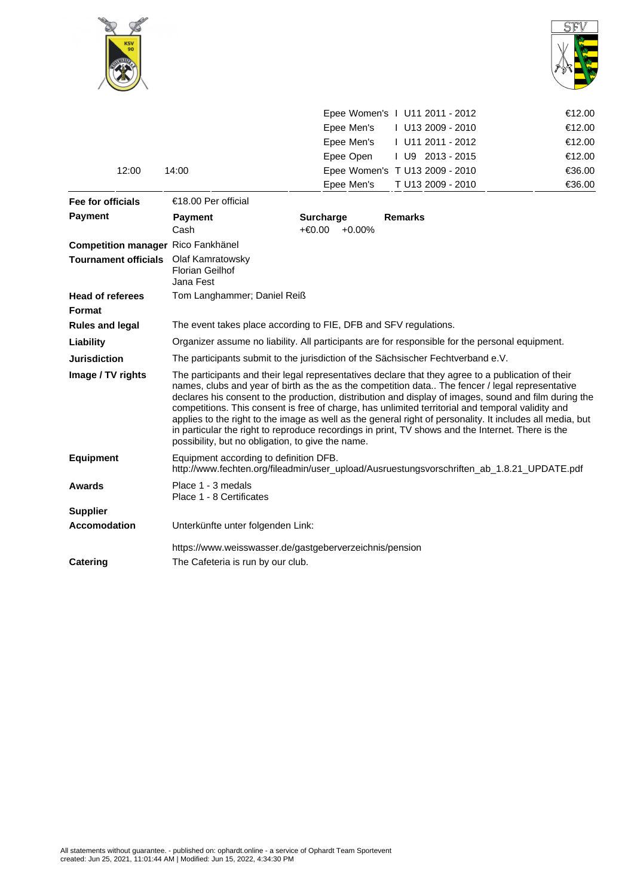| | | | | |
|---|---|---|---|---|
| | | Epee Women's | I U11 2011 - 2012 | €12.00 |
| | | Epee Men's | I U13 2009 - 2010 | €12.00 |
| | | Epee Men's | I U11 2011 - 2012 | €12.00 |
| | | Epee Open | I U9 2013 - 2015 | €12.00 |
| 12:00 | 14:00 | Epee Women's | T U13 2009 - 2010 | €36.00 |
| | | Epee Men's | T U13 2009 - 2010 | €36.00 |

**Fee for officials** €18.00 Per official

**Payment**

| Payment | Surcharge | Remarks |
|---|---|---|
| Cash | +€0.00 +0.00% | |

**Competition manager** Rico Fankhänel

**Tournament officials** Olaf Kamratowsky
Florian Geilhof
Jana Fest

**Head of referees** Tom Langhammer; Daniel Reiß

**Format**

**Rules and legal** The event takes place according to FIE, DFB and SFV regulations.

**Liability** Organizer assume no liability. All participants are for responsible for the personal equipment.

**Jurisdiction** The participants submit to the jurisdiction of the Sächsischer Fechtverband e.V.

**Image / TV rights** The participants and their legal representatives declare that they agree to a publication of their names, clubs and year of birth as the as the competition data.. The fencer / legal representative declares his consent to the production, distribution and display of images, sound and film during the competitions. This consent is free of charge, has unlimited territorial and temporal validity and applies to the right to the image as well as the general right of personality. It includes all media, but in particular the right to reproduce recordings in print, TV shows and the Internet. There is the possibility, but no obligation, to give the name.

**Equipment** Equipment according to definition DFB.
http://www.fechten.org/fileadmin/user_upload/Ausruestungsvorschriften_ab_1.8.21_UPDATE.pdf

**Awards** Place 1 - 3 medals
Place 1 - 8 Certificates

**Supplier**

**Accomodation** Unterkünfte unter folgenden Link:

https://www.weisswasser.de/gastgeberverzeichnis/pension

**Catering** The Cafeteria is run by our club.

All statements without guarantee. - published on: ophardt.online - a service of Ophardt Team Sportevent
created: Jun 25, 2021, 11:01:44 AM | Modified: Jun 15, 2022, 4:34:30 PM